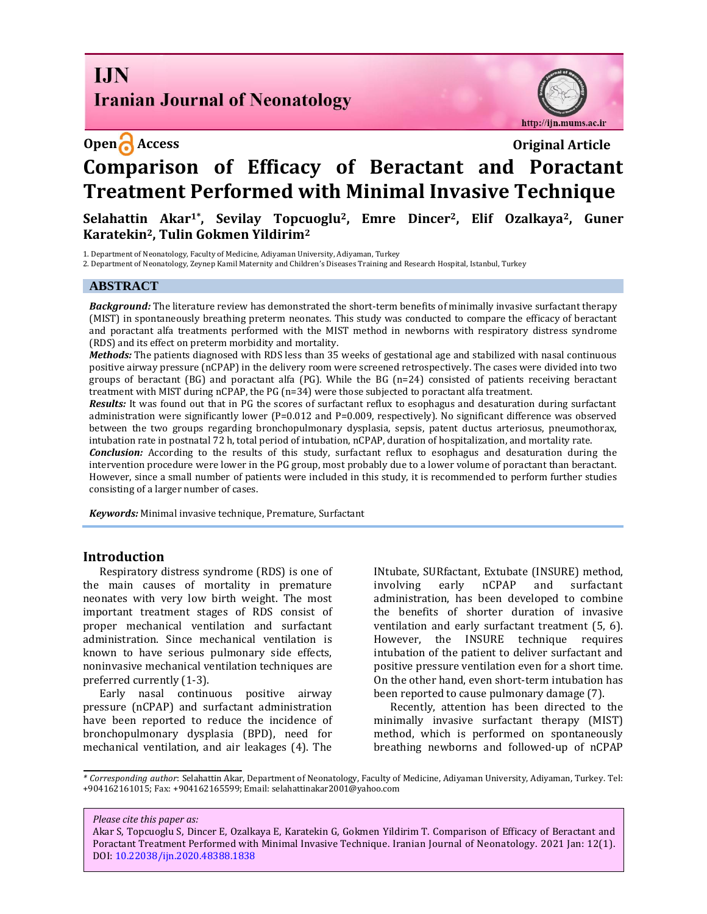**Open Access** **Original Article**

# Comparison of Efficacy of Beractant and Poractant Treatment Performed with Minimal Invasive Technique

**Selahattin Akar[1*], Sevilay Topcuoglu[2], Emre Dincer[2], Elif Ozalkaya[2], Guner Karatekin[2], Tulin Gokmen Yildirim[2]**

1. Department of Neonatology, Faculty of Medicine, Adiyaman University, Adiyaman, Turkey
2. Department of Neonatology, Zeynep Kamil Maternity and Children's Diseases Training and Research Hospital, Istanbul, Turkey

## ABSTRACT

***Background:*** The literature review has demonstrated the short-term benefits of minimally invasive surfactant therapy (MIST) in spontaneously breathing preterm neonates. This study was conducted to compare the efficacy of beractant and poractant alfa treatments performed with the MIST method in newborns with respiratory distress syndrome (RDS) and its effect on preterm morbidity and mortality.

***Methods:*** The patients diagnosed with RDS less than 35 weeks of gestational age and stabilized with nasal continuous positive airway pressure (nCPAP) in the delivery room were screened retrospectively. The cases were divided into two groups of beractant (BG) and poractant alfa (PG). While the BG (n=24) consisted of patients receiving beractant treatment with MIST during nCPAP, the PG (n=34) were those subjected to poractant alfa treatment.

***Results:*** It was found out that in PG the scores of surfactant reflux to esophagus and desaturation during surfactant administration were significantly lower (P=0.012 and P=0.009, respectively). No significant difference was observed between the two groups regarding bronchopulmonary dysplasia, sepsis, patent ductus arteriosus, pneumothorax, intubation rate in postnatal 72 h, total period of intubation, nCPAP, duration of hospitalization, and mortality rate.

***Conclusion:*** According to the results of this study, surfactant reflux to esophagus and desaturation during the intervention procedure were lower in the PG group, most probably due to a lower volume of poractant than beractant. However, since a small number of patients were included in this study, it is recommended to perform further studies consisting of a larger number of cases.

***Keywords:*** Minimal invasive technique, Premature, Surfactant

## Introduction

Respiratory distress syndrome (RDS) is one of the main causes of mortality in premature neonates with very low birth weight. The most important treatment stages of RDS consist of proper mechanical ventilation and surfactant administration. Since mechanical ventilation is known to have serious pulmonary side effects, noninvasive mechanical ventilation techniques are preferred currently (1-3).

Early nasal continuous positive airway pressure (nCPAP) and surfactant administration have been reported to reduce the incidence of bronchopulmonary dysplasia (BPD), need for mechanical ventilation, and air leakages (4). The INtubate, SURfactant, Extubate (INSURE) method, involving early nCPAP and surfactant administration, has been developed to combine the benefits of shorter duration of invasive ventilation and early surfactant treatment (5, 6). However, the INSURE technique requires intubation of the patient to deliver surfactant and positive pressure ventilation even for a short time. On the other hand, even short-term intubation has been reported to cause pulmonary damage (7).

Recently, attention has been directed to the minimally invasive surfactant therapy (MIST) method, which is performed on spontaneously breathing newborns and followed-up of nCPAP

---

*\* Corresponding author*: Selahattin Akar, Department of Neonatology, Faculty of Medicine, Adiyaman University, Adiyaman, Turkey. Tel: +904162161015; Fax: +904162165599; Email: selahattinakar2001@yahoo.com

*Please cite this paper as:*
Akar S, Topcuoglu S, Dincer E, Ozalkaya E, Karatekin G, Gokmen Yildirim T. Comparison of Efficacy of Beractant and Poractant Treatment Performed with Minimal Invasive Technique. Iranian Journal of Neonatology. 2021 Jan: 12(1). DOI: 10.22038/ijn.2020.48388.1838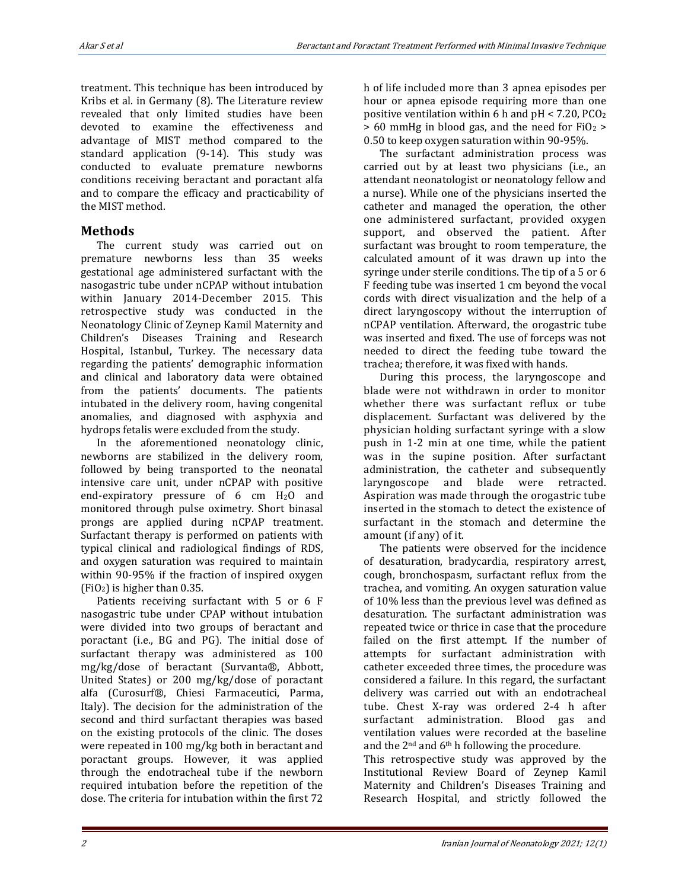treatment. This technique has been introduced by Kribs et al. in Germany (8). The Literature review revealed that only limited studies have been devoted to examine the effectiveness and advantage of MIST method compared to the standard application (9-14). This study was conducted to evaluate premature newborns conditions receiving beractant and poractant alfa and to compare the efficacy and practicability of the MIST method.

## Methods

The current study was carried out on premature newborns less than 35 weeks gestational age administered surfactant with the nasogastric tube under nCPAP without intubation within January 2014-December 2015. This retrospective study was conducted in the Neonatology Clinic of Zeynep Kamil Maternity and Children's Diseases Training and Research Hospital, Istanbul, Turkey. The necessary data regarding the patients' demographic information and clinical and laboratory data were obtained from the patients' documents. The patients intubated in the delivery room, having congenital anomalies, and diagnosed with asphyxia and hydrops fetalis were excluded from the study.

In the aforementioned neonatology clinic, newborns are stabilized in the delivery room, followed by being transported to the neonatal intensive care unit, under nCPAP with positive end-expiratory pressure of 6 cm $H_2O$ and monitored through pulse oximetry. Short binasal prongs are applied during nCPAP treatment. Surfactant therapy is performed on patients with typical clinical and radiological findings of RDS, and oxygen saturation was required to maintain within 90-95% if the fraction of inspired oxygen ($FiO_2$) is higher than 0.35.

Patients receiving surfactant with 5 or 6 F nasogastric tube under CPAP without intubation were divided into two groups of beractant and poractant (i.e., BG and PG). The initial dose of surfactant therapy was administered as 100 mg/kg/dose of beractant (Survanta®, Abbott, United States) or 200 mg/kg/dose of poractant alfa (Curosurf®, Chiesi Farmaceutici, Parma, Italy). The decision for the administration of the second and third surfactant therapies was based on the existing protocols of the clinic. The doses were repeated in 100 mg/kg both in beractant and poractant groups. However, it was applied through the endotracheal tube if the newborn required intubation before the repetition of the dose. The criteria for intubation within the first 72 h of life included more than 3 apnea episodes per hour or apnea episode requiring more than one positive ventilation within 6 h and pH < 7.20, $PCO_2$ > 60 mmHg in blood gas, and the need for $FiO_2$ > 0.50 to keep oxygen saturation within 90-95%.

The surfactant administration process was carried out by at least two physicians (i.e., an attendant neonatologist or neonatology fellow and a nurse). While one of the physicians inserted the catheter and managed the operation, the other one administered surfactant, provided oxygen support, and observed the patient. After surfactant was brought to room temperature, the calculated amount of it was drawn up into the syringe under sterile conditions. The tip of a 5 or 6 F feeding tube was inserted 1 cm beyond the vocal cords with direct visualization and the help of a direct laryngoscopy without the interruption of nCPAP ventilation. Afterward, the orogastric tube was inserted and fixed. The use of forceps was not needed to direct the feeding tube toward the trachea; therefore, it was fixed with hands.

During this process, the laryngoscope and blade were not withdrawn in order to monitor whether there was surfactant reflux or tube displacement. Surfactant was delivered by the physician holding surfactant syringe with a slow push in 1-2 min at one time, while the patient was in the supine position. After surfactant administration, the catheter and subsequently laryngoscope and blade were retracted. Aspiration was made through the orogastric tube inserted in the stomach to detect the existence of surfactant in the stomach and determine the amount (if any) of it.

The patients were observed for the incidence of desaturation, bradycardia, respiratory arrest, cough, bronchospasm, surfactant reflux from the trachea, and vomiting. An oxygen saturation value of 10% less than the previous level was defined as desaturation. The surfactant administration was repeated twice or thrice in case that the procedure failed on the first attempt. If the number of attempts for surfactant administration with catheter exceeded three times, the procedure was considered a failure. In this regard, the surfactant delivery was carried out with an endotracheal tube. Chest X-ray was ordered 2-4 h after surfactant administration. Blood gas and ventilation values were recorded at the baseline and the 2nd and 6th h following the procedure.

This retrospective study was approved by the Institutional Review Board of Zeynep Kamil Maternity and Children's Diseases Training and Research Hospital, and strictly followed the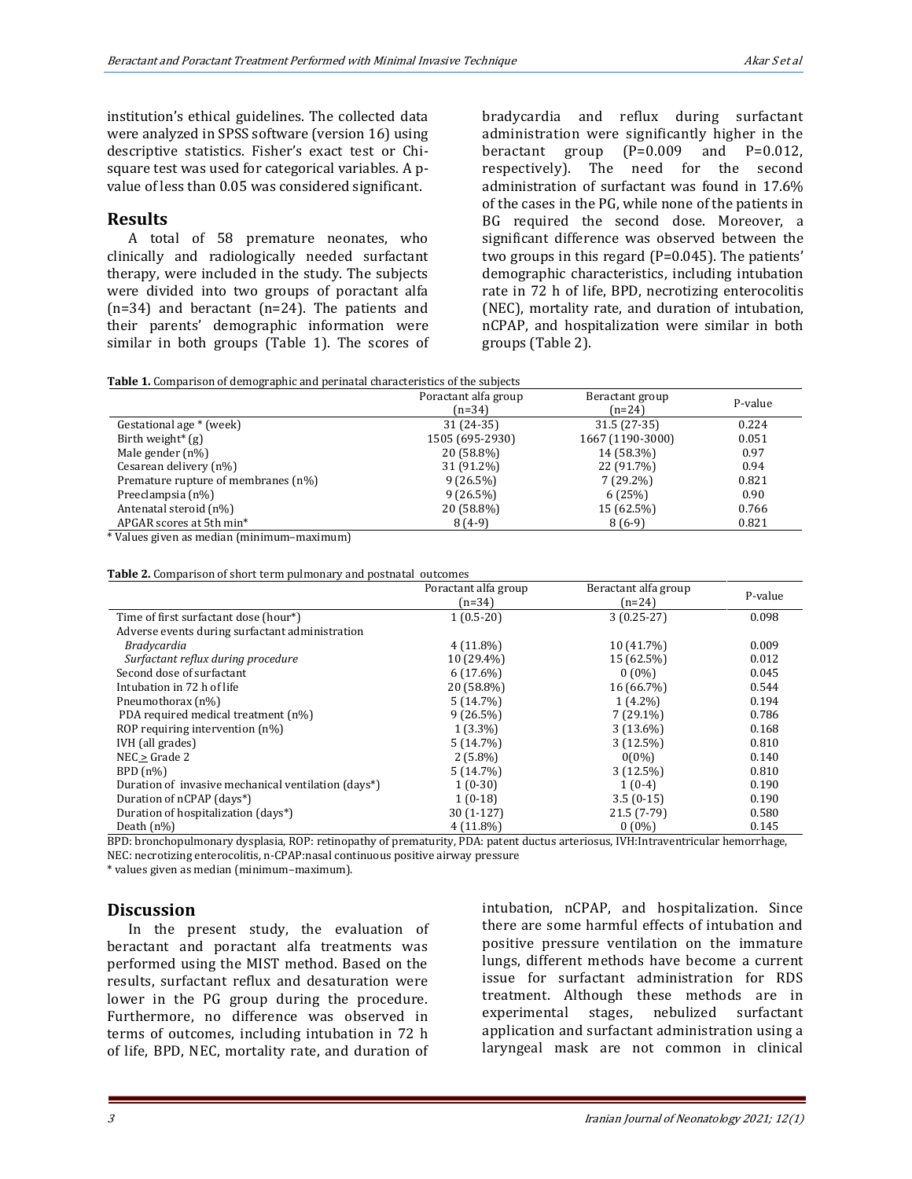institution's ethical guidelines. The collected data were analyzed in SPSS software (version 16) using descriptive statistics. Fisher's exact test or Chi-square test was used for categorical variables. A p-value of less than 0.05 was considered significant.

## Results

A total of 58 premature neonates, who clinically and radiologically needed surfactant therapy, were included in the study. The subjects were divided into two groups of poractant alfa (n=34) and beractant (n=24). The patients and their parents' demographic information were similar in both groups (Table 1). The scores of bradycardia and reflux during surfactant administration were significantly higher in the beractant group (P=0.009 and P=0.012, respectively). The need for the second administration of surfactant was found in 17.6% of the cases in the PG, while none of the patients in BG required the second dose. Moreover, a significant difference was observed between the two groups in this regard (P=0.045). The patients' demographic characteristics, including intubation rate in 72 h of life, BPD, necrotizing enterocolitis (NEC), mortality rate, and duration of intubation, nCPAP, and hospitalization were similar in both groups (Table 2).

**Table 1.** Comparison of demographic and perinatal characteristics of the subjects

| | Poractant alfa group (n=34) | Beractant group (n=24) | P-value |
|---|---|---|---|
| Gestational age * (week) | 31 (24-35) | 31.5 (27-35) | 0.224 |
| Birth weight* (g) | 1505 (695-2930) | 1667 (1190-3000) | 0.051 |
| Male gender (n%) | 20 (58.8%) | 14 (58.3%) | 0.97 |
| Cesarean delivery (n%) | 31 (91.2%) | 22 (91.7%) | 0.94 |
| Premature rupture of membranes (n%) | 9 (26.5%) | 7 (29.2%) | 0.821 |
| Preeclampsia (n%) | 9 (26.5%) | 6 (25%) | 0.90 |
| Antenatal steroid (n%) | 20 (58.8%) | 15 (62.5%) | 0.766 |
| APGAR scores at 5th min* | 8 (4-9) | 8 (6-9) | 0.821 |

* Values given as median (minimum–maximum)

**Table 2.** Comparison of short term pulmonary and postnatal outcomes

| | Poractant alfa group (n=34) | Beractant alfa group (n=24) | P-value |
|---|---|---|---|
| Time of first surfactant dose (hour*) | 1 (0.5-20) | 3 (0.25-27) | 0.098 |
| Adverse events during surfactant administration | | | |
| *Bradycardia* | 4 (11.8%) | 10 (41.7%) | 0.009 |
| *Surfactant reflux during procedure* | 10 (29.4%) | 15 (62.5%) | 0.012 |
| Second dose of surfactant | 6 (17.6%) | 0 (0%) | 0.045 |
| Intubation in 72 h of life | 20 (58.8%) | 16 (66.7%) | 0.544 |
| Pneumothorax (n%) | 5 (14.7%) | 1 (4.2%) | 0.194 |
| PDA required medical treatment (n%) | 9 (26.5%) | 7 (29.1%) | 0.786 |
| ROP requiring intervention (n%) | 1 (3.3%) | 3 (13.6%) | 0.168 |
| IVH (all grades) | 5 (14.7%) | 3 (12.5%) | 0.810 |
| NEC ≥ Grade 2 | 2 (5.8%) | 0(0%) | 0.140 |
| BPD (n%) | 5 (14.7%) | 3 (12.5%) | 0.810 |
| Duration of invasive mechanical ventilation (days*) | 1 (0-30) | 1 (0-4) | 0.190 |
| Duration of nCPAP (days*) | 1 (0-18) | 3.5 (0-15) | 0.190 |
| Duration of hospitalization (days*) | 30 (1-127) | 21.5 (7-79) | 0.580 |
| Death (n%) | 4 (11.8%) | 0 (0%) | 0.145 |

BPD: bronchopulmonary dysplasia, ROP: retinopathy of prematurity, PDA: patent ductus arteriosus, IVH:Intraventricular hemorrhage, NEC: necrotizing enterocolitis, n-CPAP:nasal continuous positive airway pressure

* values given as median (minimum–maximum).

## Discussion

In the present study, the evaluation of beractant and poractant alfa treatments was performed using the MIST method. Based on the results, surfactant reflux and desaturation were lower in the PG group during the procedure. Furthermore, no difference was observed in terms of outcomes, including intubation in 72 h of life, BPD, NEC, mortality rate, and duration of intubation, nCPAP, and hospitalization. Since there are some harmful effects of intubation and positive pressure ventilation on the immature lungs, different methods have become a current issue for surfactant administration for RDS treatment. Although these methods are in experimental stages, nebulized surfactant application and surfactant administration using a laryngeal mask are not common in clinical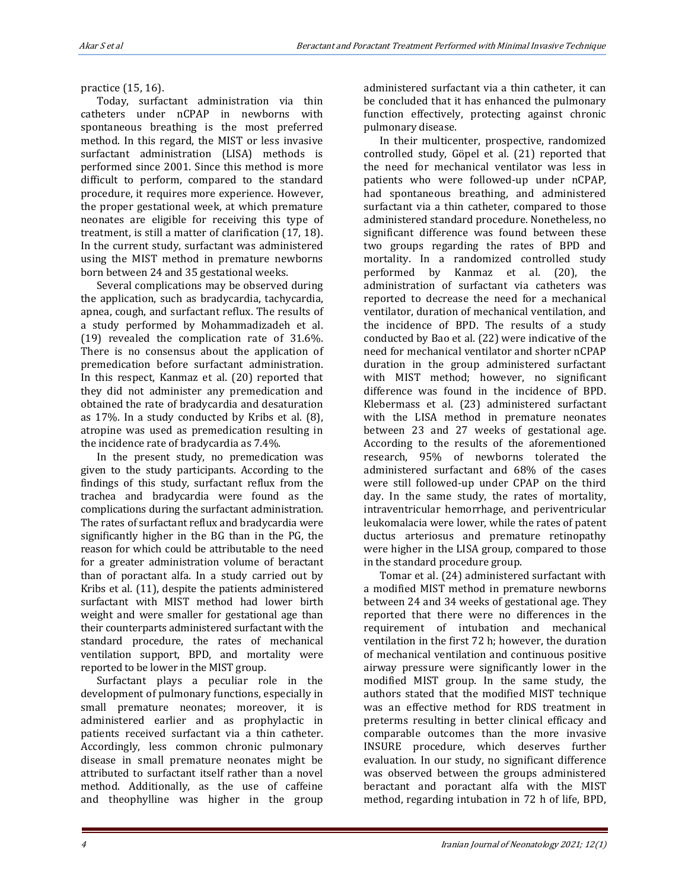practice (15, 16).

Today, surfactant administration via thin catheters under nCPAP in newborns with spontaneous breathing is the most preferred method. In this regard, the MIST or less invasive surfactant administration (LISA) methods is performed since 2001. Since this method is more difficult to perform, compared to the standard procedure, it requires more experience. However, the proper gestational week, at which premature neonates are eligible for receiving this type of treatment, is still a matter of clarification (17, 18). In the current study, surfactant was administered using the MIST method in premature newborns born between 24 and 35 gestational weeks.

Several complications may be observed during the application, such as bradycardia, tachycardia, apnea, cough, and surfactant reflux. The results of a study performed by Mohammadizadeh et al. (19) revealed the complication rate of 31.6%. There is no consensus about the application of premedication before surfactant administration. In this respect, Kanmaz et al. (20) reported that they did not administer any premedication and obtained the rate of bradycardia and desaturation as 17%. In a study conducted by Kribs et al. (8), atropine was used as premedication resulting in the incidence rate of bradycardia as 7.4%.

In the present study, no premedication was given to the study participants. According to the findings of this study, surfactant reflux from the trachea and bradycardia were found as the complications during the surfactant administration. The rates of surfactant reflux and bradycardia were significantly higher in the BG than in the PG, the reason for which could be attributable to the need for a greater administration volume of beractant than of poractant alfa. In a study carried out by Kribs et al. (11), despite the patients administered surfactant with MIST method had lower birth weight and were smaller for gestational age than their counterparts administered surfactant with the standard procedure, the rates of mechanical ventilation support, BPD, and mortality were reported to be lower in the MIST group.

Surfactant plays a peculiar role in the development of pulmonary functions, especially in small premature neonates; moreover, it is administered earlier and as prophylactic in patients received surfactant via a thin catheter. Accordingly, less common chronic pulmonary disease in small premature neonates might be attributed to surfactant itself rather than a novel method. Additionally, as the use of caffeine and theophylline was higher in the group administered surfactant via a thin catheter, it can be concluded that it has enhanced the pulmonary function effectively, protecting against chronic pulmonary disease.

In their multicenter, prospective, randomized controlled study, Göpel et al. (21) reported that the need for mechanical ventilator was less in patients who were followed-up under nCPAP, had spontaneous breathing, and administered surfactant via a thin catheter, compared to those administered standard procedure. Nonetheless, no significant difference was found between these two groups regarding the rates of BPD and mortality. In a randomized controlled study performed by Kanmaz et al. (20), the administration of surfactant via catheters was reported to decrease the need for a mechanical ventilator, duration of mechanical ventilation, and the incidence of BPD. The results of a study conducted by Bao et al. (22) were indicative of the need for mechanical ventilator and shorter nCPAP duration in the group administered surfactant with MIST method; however, no significant difference was found in the incidence of BPD. Klebermass et al. (23) administered surfactant with the LISA method in premature neonates between 23 and 27 weeks of gestational age. According to the results of the aforementioned research, 95% of newborns tolerated the administered surfactant and 68% of the cases were still followed-up under CPAP on the third day. In the same study, the rates of mortality, intraventricular hemorrhage, and periventricular leukomalacia were lower, while the rates of patent ductus arteriosus and premature retinopathy were higher in the LISA group, compared to those in the standard procedure group.

Tomar et al. (24) administered surfactant with a modified MIST method in premature newborns between 24 and 34 weeks of gestational age. They reported that there were no differences in the requirement of intubation and mechanical ventilation in the first 72 h; however, the duration of mechanical ventilation and continuous positive airway pressure were significantly lower in the modified MIST group. In the same study, the authors stated that the modified MIST technique was an effective method for RDS treatment in preterms resulting in better clinical efficacy and comparable outcomes than the more invasive INSURE procedure, which deserves further evaluation. In our study, no significant difference was observed between the groups administered beractant and poractant alfa with the MIST method, regarding intubation in 72 h of life, BPD,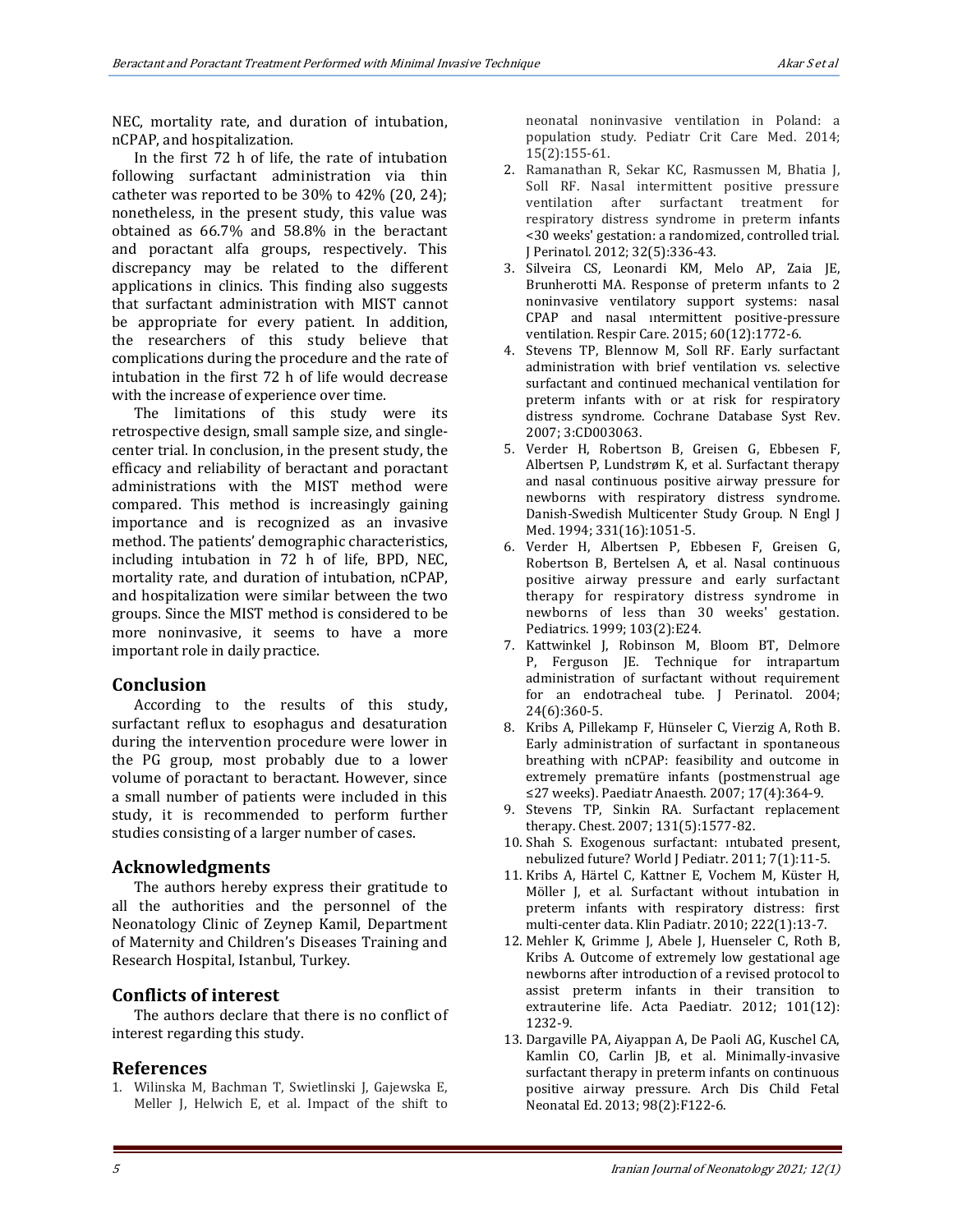NEC, mortality rate, and duration of intubation, nCPAP, and hospitalization.

In the first 72 h of life, the rate of intubation following surfactant administration via thin catheter was reported to be 30% to 42% (20, 24); nonetheless, in the present study, this value was obtained as 66.7% and 58.8% in the beractant and poractant alfa groups, respectively. This discrepancy may be related to the different applications in clinics. This finding also suggests that surfactant administration with MIST cannot be appropriate for every patient. In addition, the researchers of this study believe that complications during the procedure and the rate of intubation in the first 72 h of life would decrease with the increase of experience over time.

The limitations of this study were its retrospective design, small sample size, and single-center trial. In conclusion, in the present study, the efficacy and reliability of beractant and poractant administrations with the MIST method were compared. This method is increasingly gaining importance and is recognized as an invasive method. The patients' demographic characteristics, including intubation in 72 h of life, BPD, NEC, mortality rate, and duration of intubation, nCPAP, and hospitalization were similar between the two groups. Since the MIST method is considered to be more noninvasive, it seems to have a more important role in daily practice.

## Conclusion

According to the results of this study, surfactant reflux to esophagus and desaturation during the intervention procedure were lower in the PG group, most probably due to a lower volume of poractant to beractant. However, since a small number of patients were included in this study, it is recommended to perform further studies consisting of a larger number of cases.

## Acknowledgments

The authors hereby express their gratitude to all the authorities and the personnel of the Neonatology Clinic of Zeynep Kamil, Department of Maternity and Children's Diseases Training and Research Hospital, Istanbul, Turkey.

## Conflicts of interest

The authors declare that there is no conflict of interest regarding this study.

## References

1. Wilinska M, Bachman T, Swietlinski J, Gajewska E, Meller J, Helwich E, et al. Impact of the shift to neonatal noninvasive ventilation in Poland: a population study. Pediatr Crit Care Med. 2014; 15(2):155-61.
2. Ramanathan R, Sekar KC, Rasmussen M, Bhatia J, Soll RF. Nasal intermittent positive pressure ventilation after surfactant treatment for respiratory distress syndrome in preterm infants <30 weeks' gestation: a randomized, controlled trial. J Perinatol. 2012; 32(5):336-43.
3. Silveira CS, Leonardi KM, Melo AP, Zaia JE, Brunherotti MA. Response of preterm ınfants to 2 noninvasive ventilatory support systems: nasal CPAP and nasal ıntermittent positive-pressure ventilation. Respir Care. 2015; 60(12):1772-6.
4. Stevens TP, Blennow M, Soll RF. Early surfactant administration with brief ventilation vs. selective surfactant and continued mechanical ventilation for preterm infants with or at risk for respiratory distress syndrome. Cochrane Database Syst Rev. 2007; 3:CD003063.
5. Verder H, Robertson B, Greisen G, Ebbesen F, Albertsen P, Lundstrøm K, et al. Surfactant therapy and nasal continuous positive airway pressure for newborns with respiratory distress syndrome. Danish-Swedish Multicenter Study Group. N Engl J Med. 1994; 331(16):1051-5.
6. Verder H, Albertsen P, Ebbesen F, Greisen G, Robertson B, Bertelsen A, et al. Nasal continuous positive airway pressure and early surfactant therapy for respiratory distress syndrome in newborns of less than 30 weeks' gestation. Pediatrics. 1999; 103(2):E24.
7. Kattwinkel J, Robinson M, Bloom BT, Delmore P, Ferguson JE. Technique for intrapartum administration of surfactant without requirement for an endotracheal tube. J Perinatol. 2004; 24(6):360-5.
8. Kribs A, Pillekamp F, Hünseler C, Vierzig A, Roth B. Early administration of surfactant in spontaneous breathing with nCPAP: feasibility and outcome in extremely prematüre infants (postmenstrual age ≤27 weeks). Paediatr Anaesth. 2007; 17(4):364-9.
9. Stevens TP, Sinkin RA. Surfactant replacement therapy. Chest. 2007; 131(5):1577-82.
10. Shah S. Exogenous surfactant: ıntubated present, nebulized future? World J Pediatr. 2011; 7(1):11-5.
11. Kribs A, Härtel C, Kattner E, Vochem M, Küster H, Möller J, et al. Surfactant without intubation in preterm infants with respiratory distress: first multi-center data. Klin Padiatr. 2010; 222(1):13-7.
12. Mehler K, Grimme J, Abele J, Huenseler C, Roth B, Kribs A. Outcome of extremely low gestational age newborns after introduction of a revised protocol to assist preterm infants in their transition to extrauterine life. Acta Paediatr. 2012; 101(12): 1232-9.
13. Dargaville PA, Aiyappan A, De Paoli AG, Kuschel CA, Kamlin CO, Carlin JB, et al. Minimally-invasive surfactant therapy in preterm infants on continuous positive airway pressure. Arch Dis Child Fetal Neonatal Ed. 2013; 98(2):F122-6.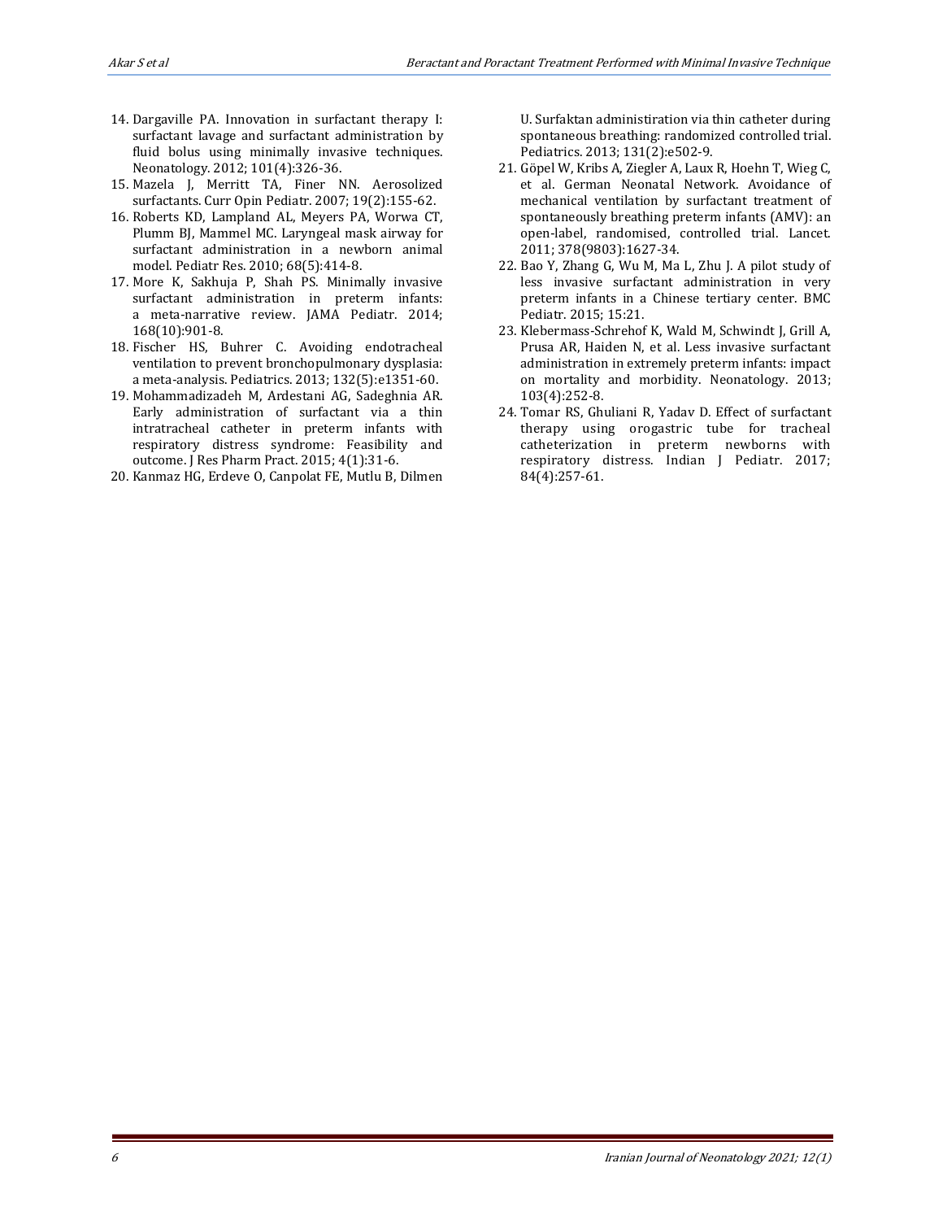14. Dargaville PA. Innovation in surfactant therapy I: surfactant lavage and surfactant administration by fluid bolus using minimally invasive techniques. Neonatology. 2012; 101(4):326-36.
15. Mazela J, Merritt TA, Finer NN. Aerosolized surfactants. Curr Opin Pediatr. 2007; 19(2):155-62.
16. Roberts KD, Lampland AL, Meyers PA, Worwa CT, Plumm BJ, Mammel MC. Laryngeal mask airway for surfactant administration in a newborn animal model. Pediatr Res. 2010; 68(5):414-8.
17. More K, Sakhuja P, Shah PS. Minimally invasive surfactant administration in preterm infants: a meta-narrative review. JAMA Pediatr. 2014; 168(10):901-8.
18. Fischer HS, Buhrer C. Avoiding endotracheal ventilation to prevent bronchopulmonary dysplasia: a meta-analysis. Pediatrics. 2013; 132(5):e1351-60.
19. Mohammadizadeh M, Ardestani AG, Sadeghnia AR. Early administration of surfactant via a thin intratracheal catheter in preterm infants with respiratory distress syndrome: Feasibility and outcome. J Res Pharm Pract. 2015; 4(1):31-6.
20. Kanmaz HG, Erdeve O, Canpolat FE, Mutlu B, Dilmen U. Surfaktan administiration via thin catheter during spontaneous breathing: randomized controlled trial. Pediatrics. 2013; 131(2):e502-9.
21. Göpel W, Kribs A, Ziegler A, Laux R, Hoehn T, Wieg C, et al. German Neonatal Network. Avoidance of mechanical ventilation by surfactant treatment of spontaneously breathing preterm infants (AMV): an open-label, randomised, controlled trial. Lancet. 2011; 378(9803):1627-34.
22. Bao Y, Zhang G, Wu M, Ma L, Zhu J. A pilot study of less invasive surfactant administration in very preterm infants in a Chinese tertiary center. BMC Pediatr. 2015; 15:21.
23. Klebermass-Schrehof K, Wald M, Schwindt J, Grill A, Prusa AR, Haiden N, et al. Less invasive surfactant administration in extremely preterm infants: impact on mortality and morbidity. Neonatology. 2013; 103(4):252-8.
24. Tomar RS, Ghuliani R, Yadav D. Effect of surfactant therapy using orogastric tube for tracheal catheterization in preterm newborns with respiratory distress. Indian J Pediatr. 2017; 84(4):257-61.